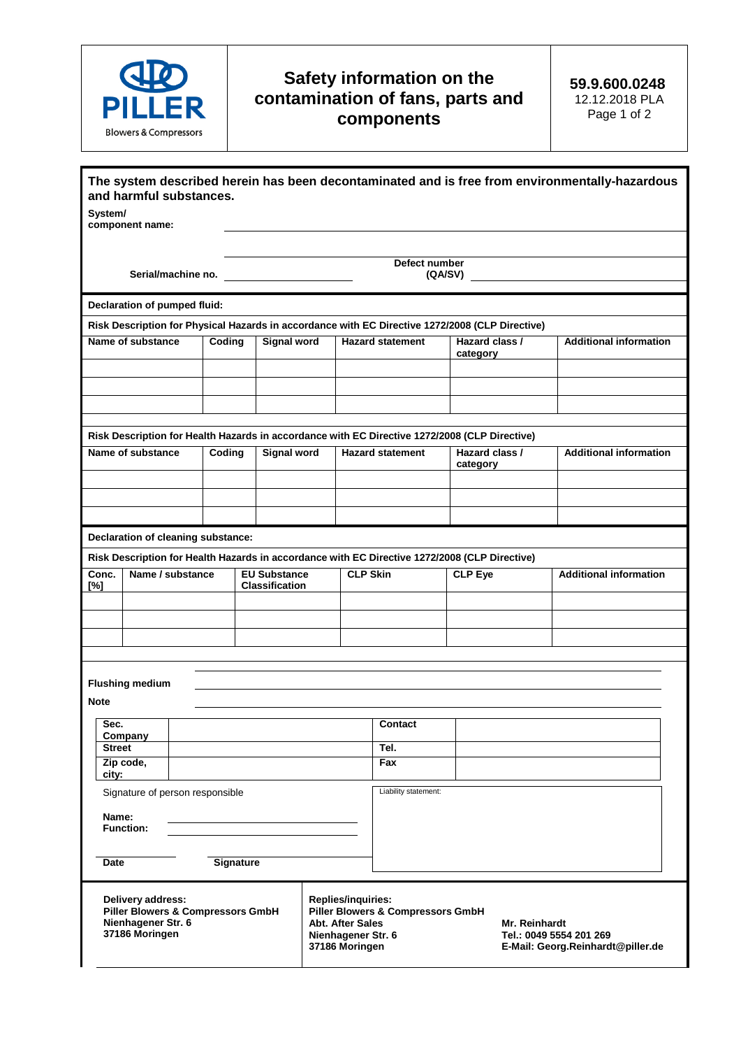# Safety information on the contamination of fans, parts and components

**59.9.600.0248**
12.12.2018 PLA

**PILLER**
Blowers & Compressors

**The system described herein has been decontaminated and is free from environmentally-hazardous and harmful substances.**

**System/ component name:** ______________________

**Serial/machine no.** ______________ **Defect number (QA/SV)** ______________

**Declaration of pumped fluid:**

**Risk Description for Physical Hazards in accordance with EC Directive 1272/2008 (CLP Directive)**

| Name of substance | Coding | Signal word | Hazard statement | Hazard class / category | Additional information |
|---|---|---|---|---|---|
| | | | | | |
| | | | | | |
| | | | | | |

**Risk Description for Health Hazards in accordance with EC Directive 1272/2008 (CLP Directive)**

| Name of substance | Coding | Signal word | Hazard statement | Hazard class / category | Additional information |
|---|---|---|---|---|---|
| | | | | | |
| | | | | | |
| | | | | | |

**Declaration of cleaning substance:**

**Risk Description for Health Hazards in accordance with EC Directive 1272/2008 (CLP Directive)**

| Conc. [%] | Name / substance | EU Substance Classification | CLP Skin | CLP Eye | Additional information |
|---|---|---|---|---|---|
| | | | | | |
| | | | | | |
| | | | | | |

**Flushing medium** ______________________

**Note** ______________________

| **Sec. Company** | | **Contact** | |
|---|---|---|---|
| **Street** | | **Tel.** | |
| **Zip code, city:** | | **Fax** | |

Signature of person responsible

**Name:** ______________________

**Function:** ______________________

**Date** ______________ **Signature** ______________

Liability statement:

**Delivery address:**
**Piller Blowers & Compressors GmbH**
**Nienhagener Str. 6**
**37186 Moringen**

**Replies/inquiries:**
**Piller Blowers & Compressors GmbH**
**Abt. After Sales**
**Nienhagener Str. 6**
**37186 Moringen**

**Mr. Reinhardt**
**Tel.: 0049 5554 201 269**
**E-Mail: Georg.Reinhardt@piller.de**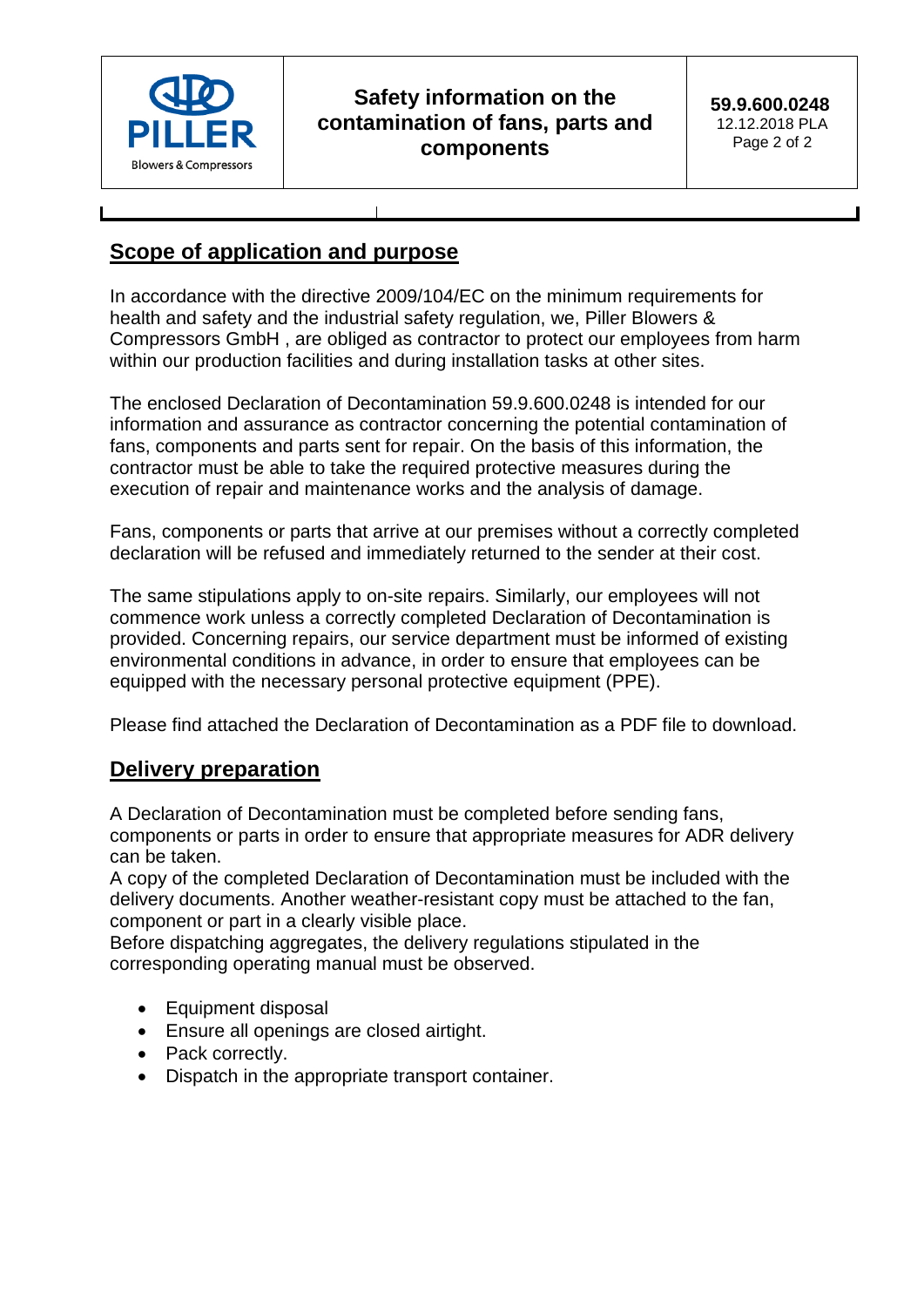## Scope of application and purpose

In accordance with the directive 2009/104/EC on the minimum requirements for health and safety and the industrial safety regulation, we, Piller Blowers & Compressors GmbH , are obliged as contractor to protect our employees from harm within our production facilities and during installation tasks at other sites.

The enclosed Declaration of Decontamination 59.9.600.0248 is intended for our information and assurance as contractor concerning the potential contamination of fans, components and parts sent for repair. On the basis of this information, the contractor must be able to take the required protective measures during the execution of repair and maintenance works and the analysis of damage.

Fans, components or parts that arrive at our premises without a correctly completed declaration will be refused and immediately returned to the sender at their cost.

The same stipulations apply to on-site repairs. Similarly, our employees will not commence work unless a correctly completed Declaration of Decontamination is provided. Concerning repairs, our service department must be informed of existing environmental conditions in advance, in order to ensure that employees can be equipped with the necessary personal protective equipment (PPE).

Please find attached the Declaration of Decontamination as a PDF file to download.

## Delivery preparation

A Declaration of Decontamination must be completed before sending fans, components or parts in order to ensure that appropriate measures for ADR delivery can be taken.
A copy of the completed Declaration of Decontamination must be included with the delivery documents. Another weather-resistant copy must be attached to the fan, component or part in a clearly visible place.
Before dispatching aggregates, the delivery regulations stipulated in the corresponding operating manual must be observed.

- Equipment disposal
- Ensure all openings are closed airtight.
- Pack correctly.
- Dispatch in the appropriate transport container.